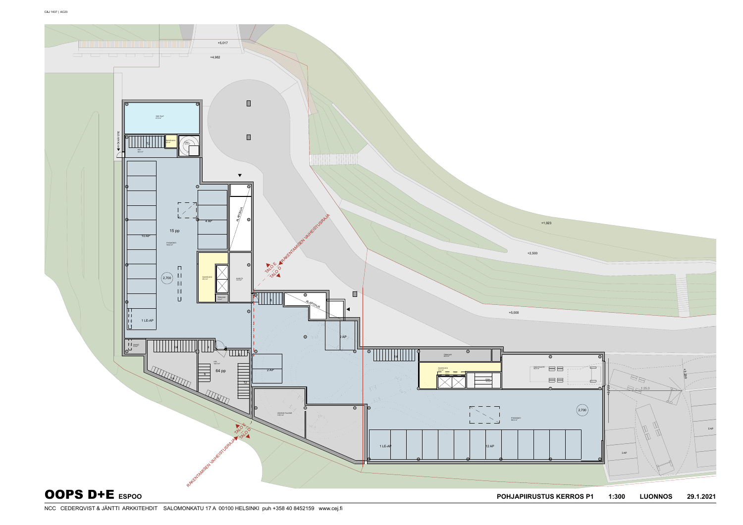C&J 1437 | AC23

+5,017

+4,982

+1,923

+2,500

+5,000

RAKENTAMISEN VAIHEISTUSRAJA

TALO E

TALO D

ALAPOHJA

15 pp

10 AP

4 AP

2,700

1 LE-AP

64 pp

2 AP

2 AP

14

12

8

12 AP

1 LE-AP

2,700

3 AP

5 AP

1:25,0

# OOPS D+E ESPOO

**POHJAPIIRUSTUS KERROS P1** **1:300** **LUONNOS** **29.1.2021**

NCC CEDERQVIST & JÄNTTI ARKKITEHDIT SALOMONKATU 17 A 00100 HELSINKI puh +358 40 8452159 www.cej.fi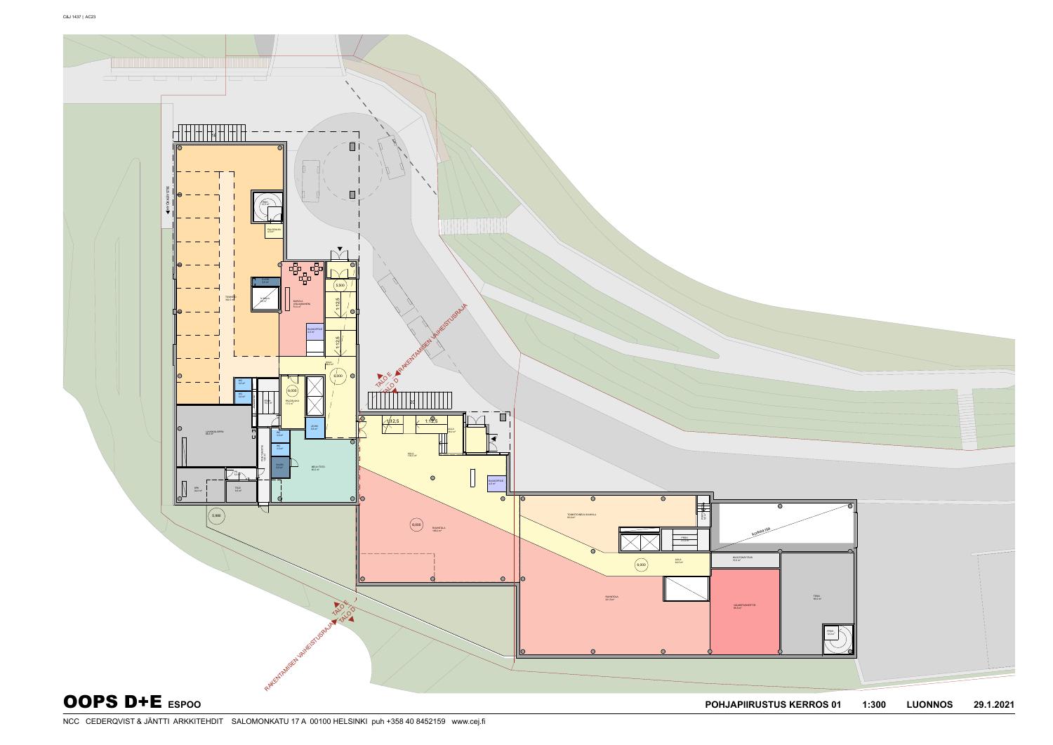C&J 1437 | AC23

RAKENTAMISEN VAIHEISTUSRAJA

TALO E
TALO D

TEKNIIKKA

PAKKAUS

JÄTEHUONE

KAHVILA
ODOTUSHALLI

RAGNOFFICE

AULA

LÄHIKAUPPA

PORRAS

WC

LASTENRAAKSI

LAVENDELHUONE

SIIVOUS

KELLARI

TYÖTILA

VARASTO

TELE

SPK

AULA

RAVINTOLA

TOIMISTOAULA / KAHVILA

PORRAS

AULA

RAVINTOLA

KOKOUSTILA

NEUVOTTELUTILA

TEKNIIKKA

OOPS D+E ESPOO

POHJAPIIRUSTUS KERROS 01 1:300 LUONNOS 29.1.2021

NCC CEDERQVIST & JÄNTTI ARKKITEHDIT SALOMONKATU 17 A 00100 HELSINKI puh +358 40 8452159 www.cej.fi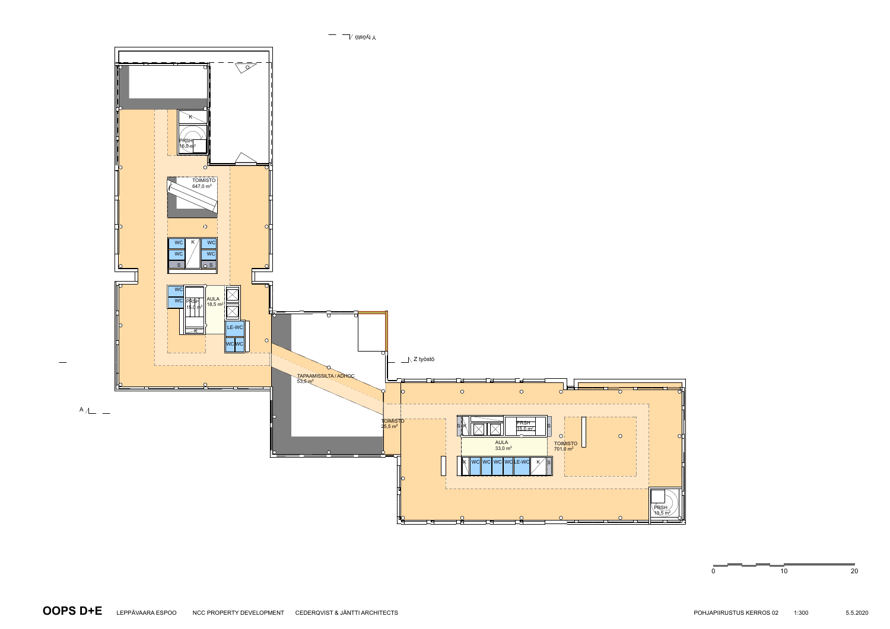Y työstö

TOIMISTO
647,0 m²

PRSH
16,0 m²

K

WC WC K WC WC

S S

WC WC PRSH 15,0 m²

AULA
18,5 m²

K

LE-WC

WC WC

TAPAAMISSILTA / ADHOC
53,5 m²

Z työstö

TOIMISTO
25,5 m²

S K PRSH 15,0 m² S

AULA
33,0 m²

K WC WC WC WC LE-WC K S

TOIMISTO
701,0 m²

PRSH
19,5 m²

A

0 10 20

**OOPS D+E** LEPPÄVAARA ESPOO NCC PROPERTY DEVELOPMENT CEDERQVIST & JÄNTTI ARCHITECTS POHJAPIIRUSTUS KERROS 02 1:300 5.5.2020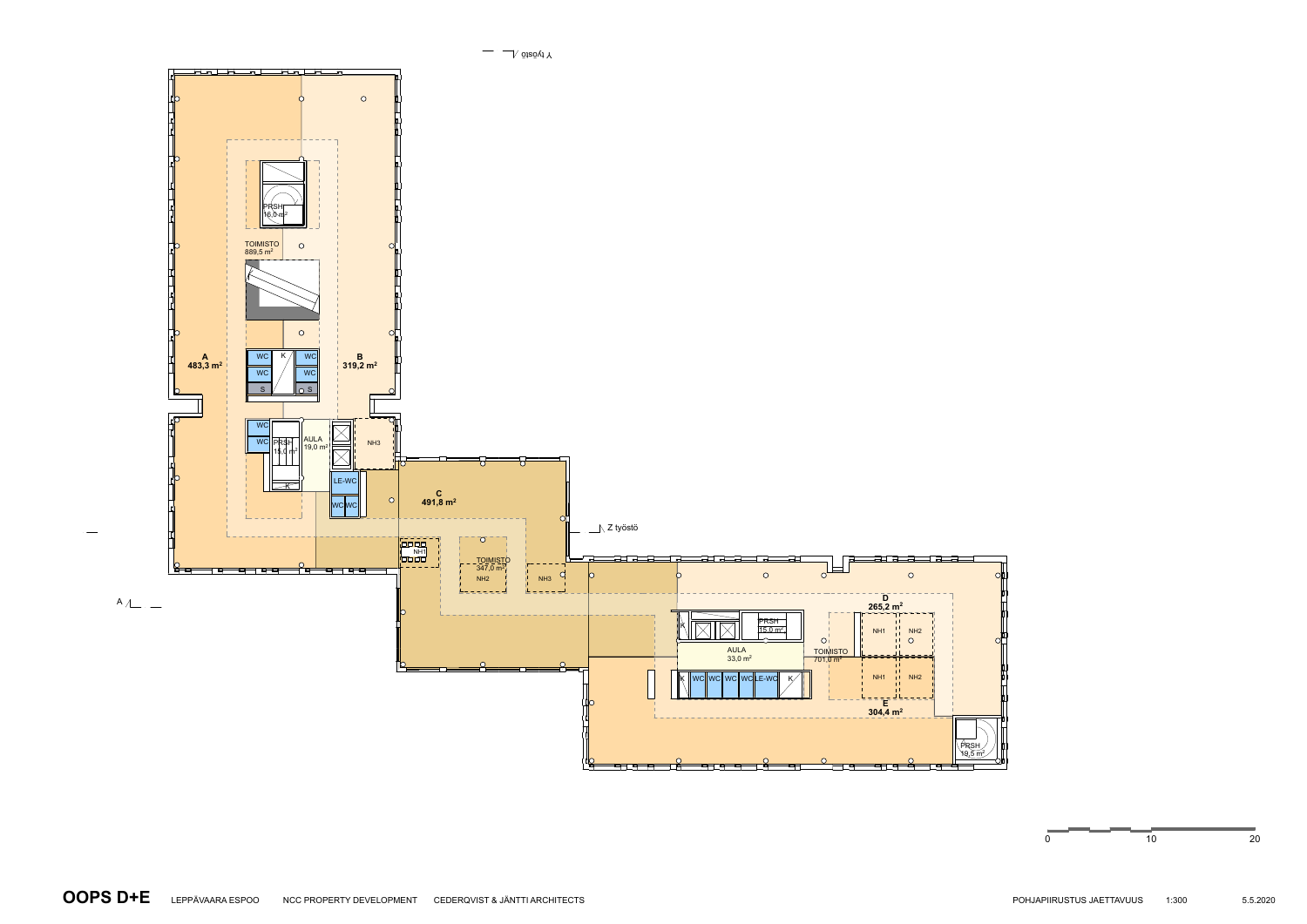Y työstö

PRSH
16,0 m²

TOIMISTO
889,5 m²

WC | K | WC
WC | | WC
S | | S

**A**
**483,3 m²**

**B**
**319,2 m²**

WC
WC PRSH 15,0 m²
AULA 19,0 m²
K

NH3

LE-WC
WC WC

**C**
**491,8 m²**

Z työstö

NH1

TOIMISTO
347,0 m²

NH2

NH3

A

**D**
**265,2 m²**

K PRSH 15,0 m²

NH1 NH2

AULA
33,0 m²

TOIMISTO
701,0 m²

K WC WC WC WC LE-WC K

NH1 NH2

**E**
**304,4 m²**

PRSH
19,5 m²

0 10 20

**OOPS D+E** LEPPÄVAARA ESPOO NCC PROPERTY DEVELOPMENT CEDERQVIST & JÄNTTI ARCHITECTS

POHJAPIIRUSTUS JAETTAVUUS 1:300 5.5.2020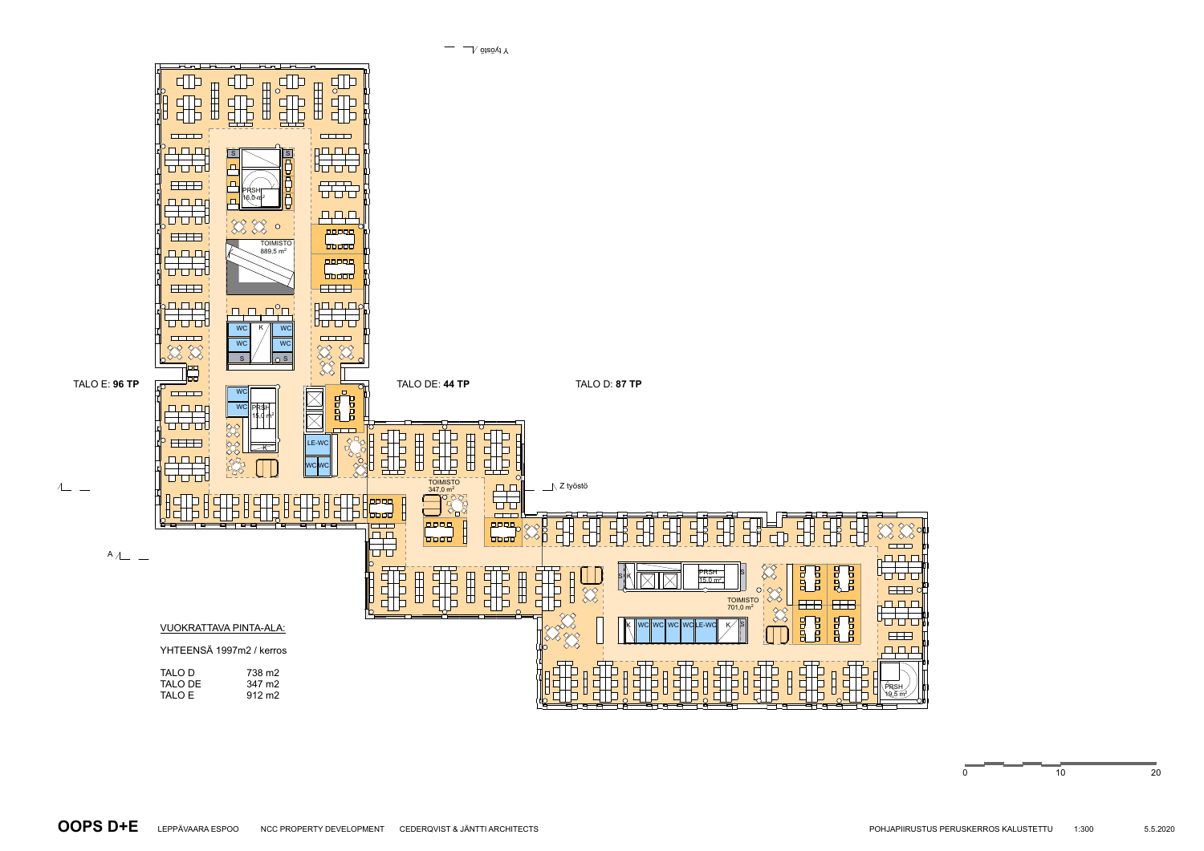TALO E: **96 TP**

TALO DE: **44 TP**

TALO D: **87 TP**

Z työstö

Y työstö

A

PRSH 16,0 m²

TOIMISTO 889,5 m²

WC K WC

WC WC

S S

WC

WC PRSH 15,0 m²

K

LE-WC

WC WC

TOIMISTO 347,0 m²

S K PRSH 15,0 m² S

TOIMISTO 701,0 m²

K WC WC WC WC LE-WC K S

PRSH 19,5 m²

VUOKRATTAVA PINTA-ALA:

YHTEENSÄ 1997m2 / kerros

| | |
|---|---|
| TALO D | 738 m2 |
| TALO DE | 347 m2 |
| TALO E | 912 m2 |

0 10 20

**OOPS D+E** LEPPÄVAARA ESPOO NCC PROPERTY DEVELOPMENT CEDERQVIST & JÄNTTI ARCHITECTS

POHJAPIIRUSTUS PERUSKERROS KALUSTETTU 1:300 5.5.2020